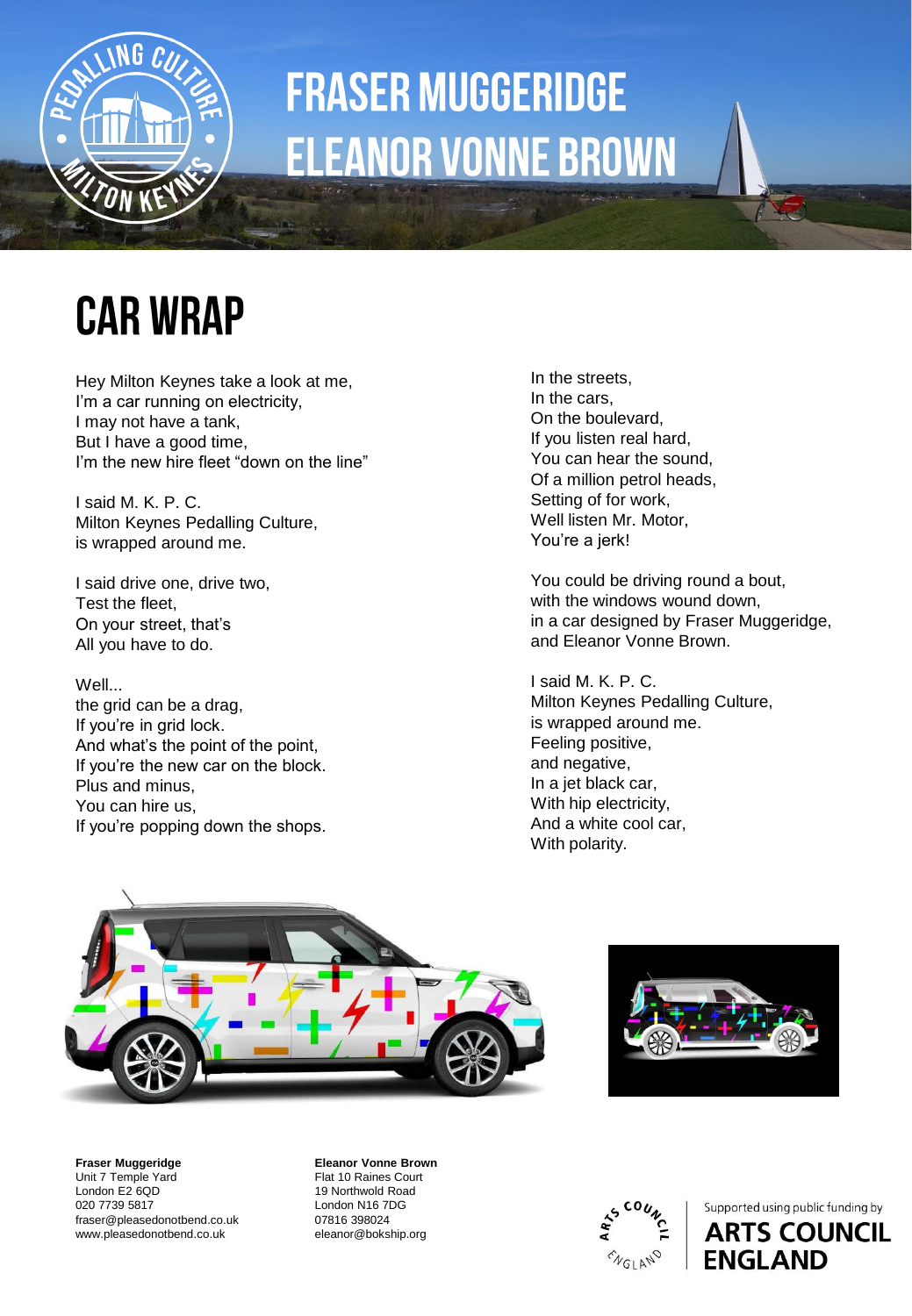# FRASER MUGGERIDGE
# ELEANOR VONNE BROWN

## CAR WRAP

Hey Milton Keynes take a look at me,
I'm a car running on electricity,
I may not have a tank,
But I have a good time,
I'm the new hire fleet "down on the line"

I said M. K. P. C.
Milton Keynes Pedalling Culture,
is wrapped around me.

I said drive one, drive two,
Test the fleet,
On your street, that's
All you have to do.

Well...
the grid can be a drag,
If you're in grid lock.
And what's the point of the point,
If you're the new car on the block.
Plus and minus,
You can hire us,
If you're popping down the shops.

In the streets,
In the cars,
On the boulevard,
If you listen real hard,
You can hear the sound,
Of a million petrol heads,
Setting of for work,
Well listen Mr. Motor,
You're a jerk!

You could be driving round a bout,
with the windows wound down,
in a car designed by Fraser Muggeridge,
and Eleanor Vonne Brown.

I said M. K. P. C.
Milton Keynes Pedalling Culture,
is wrapped around me.
Feeling positive,
and negative,
In a jet black car,
With hip electricity,
And a white cool car,
With polarity.

**Fraser Muggeridge**
Unit 7 Temple Yard
London E2 6QD
020 7739 5817
fraser@pleasedonotbend.co.uk
www.pleasedonotbend.co.uk

**Eleanor Vonne Brown**
Flat 10 Raines Court
19 Northwold Road
London N16 7DG
07816 398024
eleanor@bokship.org

Supported using public funding by
ARTS COUNCIL ENGLAND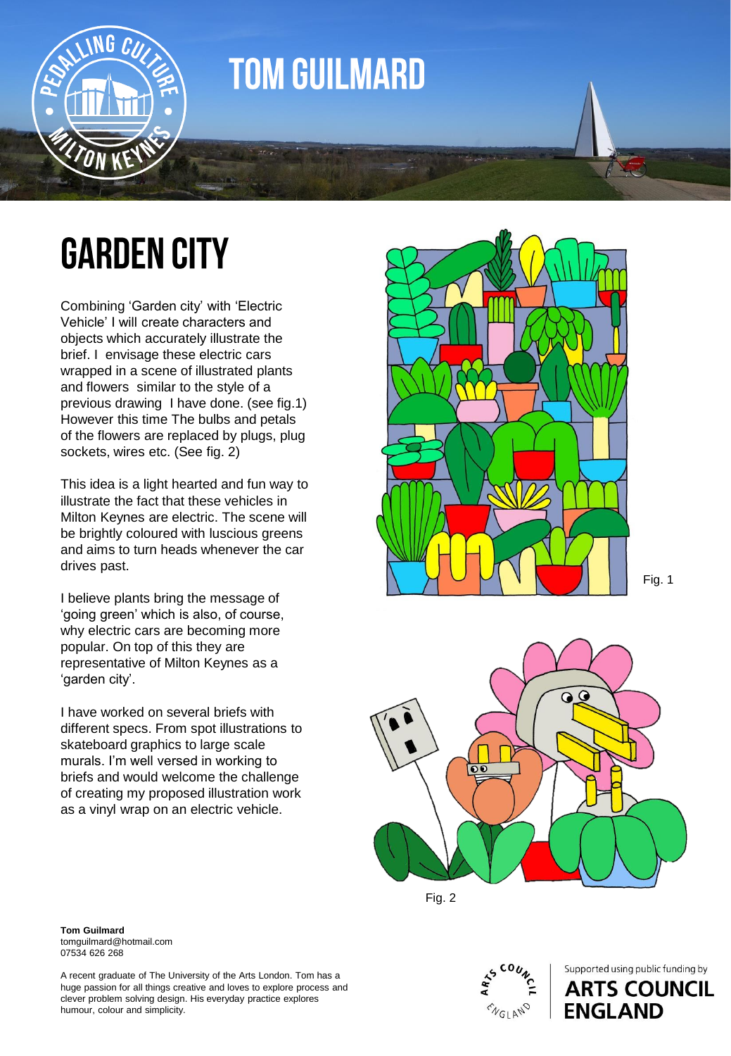# TOM GUILMARD

## GARDEN CITY

Combining 'Garden city' with 'Electric Vehicle' I will create characters and objects which accurately illustrate the brief. I envisage these electric cars wrapped in a scene of illustrated plants and flowers similar to the style of a previous drawing I have done. (see fig.1) However this time The bulbs and petals of the flowers are replaced by plugs, plug sockets, wires etc. (See fig. 2)

This idea is a light hearted and fun way to illustrate the fact that these vehicles in Milton Keynes are electric. The scene will be brightly coloured with luscious greens and aims to turn heads whenever the car drives past.

I believe plants bring the message of 'going green' which is also, of course, why electric cars are becoming more popular. On top of this they are representative of Milton Keynes as a 'garden city'.

I have worked on several briefs with different specs. From spot illustrations to skateboard graphics to large scale murals. I'm well versed in working to briefs and would welcome the challenge of creating my proposed illustration work as a vinyl wrap on an electric vehicle.

Fig. 1

Fig. 2

**Tom Guilmard**
tomguilmard@hotmail.com
07534 626 268

A recent graduate of The University of the Arts London. Tom has a huge passion for all things creative and loves to explore process and clever problem solving design. His everyday practice explores humour, colour and simplicity.

Supported using public funding by **ARTS COUNCIL ENGLAND**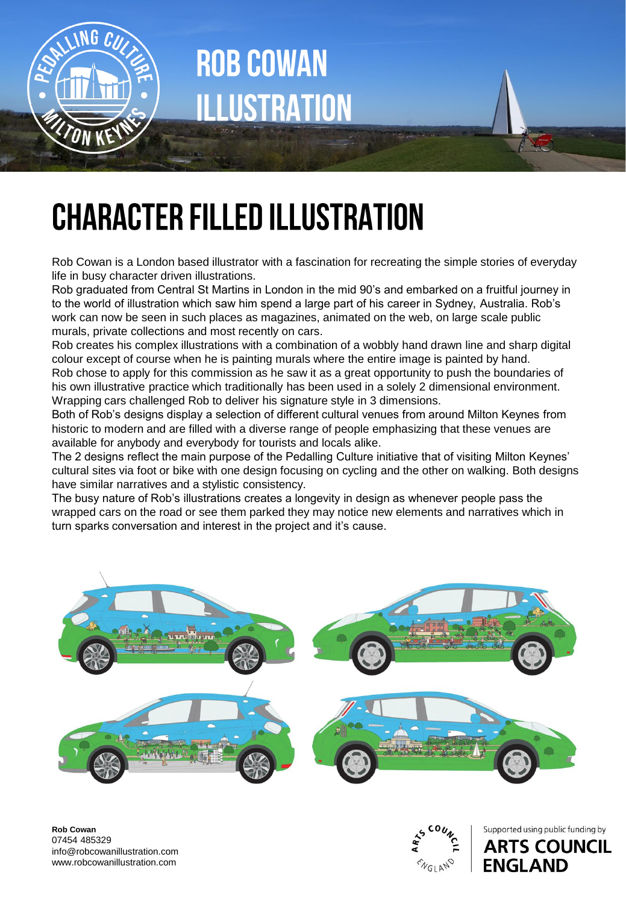# ROB COWAN ILLUSTRATION

## CHARACTER FILLED ILLUSTRATION

Rob Cowan is a London based illustrator with a fascination for recreating the simple stories of everyday life in busy character driven illustrations.
Rob graduated from Central St Martins in London in the mid 90's and embarked on a fruitful journey in to the world of illustration which saw him spend a large part of his career in Sydney, Australia. Rob's work can now be seen in such places as magazines, animated on the web, on large scale public murals, private collections and most recently on cars.
Rob creates his complex illustrations with a combination of a wobbly hand drawn line and sharp digital colour except of course when he is painting murals where the entire image is painted by hand.
Rob chose to apply for this commission as he saw it as a great opportunity to push the boundaries of his own illustrative practice which traditionally has been used in a solely 2 dimensional environment. Wrapping cars challenged Rob to deliver his signature style in 3 dimensions.
Both of Rob's designs display a selection of different cultural venues from around Milton Keynes from historic to modern and are filled with a diverse range of people emphasizing that these venues are available for anybody and everybody for tourists and locals alike.
The 2 designs reflect the main purpose of the Pedalling Culture initiative that of visiting Milton Keynes' cultural sites via foot or bike with one design focusing on cycling and the other on walking. Both designs have similar narratives and a stylistic consistency.
The busy nature of Rob's illustrations creates a longevity in design as whenever people pass the wrapped cars on the road or see them parked they may notice new elements and narratives which in turn sparks conversation and interest in the project and it's cause.

**Rob Cowan**
07454 485329
info@robcowanillustration.com
www.robcowanillustration.com

Supported using public funding by
**ARTS COUNCIL ENGLAND**